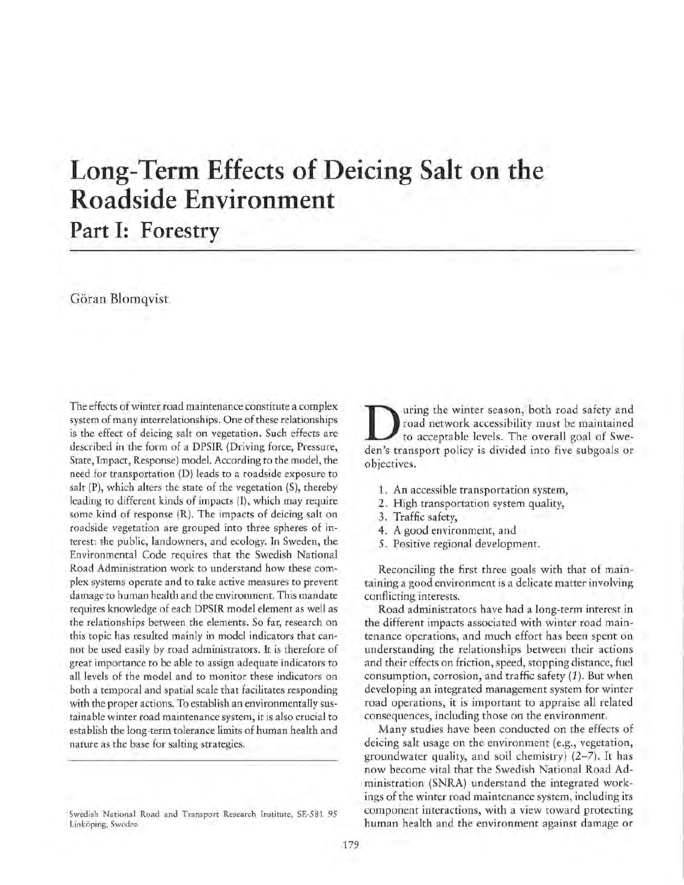# Long-Term Effects of Deicing Salt on the Roadside Environment

## Part I: Forestry

Göran Blomqvist

The effects of winter road maintenance constitute a complex system of many interrelationships. One of these relationships is the effect of deicing salt on vegetation. Such effects are described in the form of a DPSIR (Driving force, Pressure, State, Impact, Response) model. According to the model, the need for transportation (D) leads to a roadside exposure to salt (P), which alters the state of the vegetation (S), thereby leading to different kinds of impacts (I), which may require some kind of response (R). The impacts of deicing salt on roadside vegetation are grouped into three spheres of interest: the public, landowners, and ecology. In Sweden, the Environmental Code requires that the Swedish National Road Administration work to understand how these complex systems operate and to take active measures to prevent damage to human health and the environment. This mandate requires knowledge of each DPSIR model element as well as the relationships between the elements. So far, research on this topic has resulted mainly in model indicators that cannot be used easily by road administrators. It is therefore of great importance to be able to assign adequate indicators to all levels of the model and to monitor these indicators on both a temporal and spatial scale that facilitates responding with the proper actions. To establish an environmentally sustainable winter road maintenance system, it is also crucial to establish the long-term tolerance limits of human health and nature as the base for salting strategies.

Swedish National Road and Transport Research Institute, SE-581 95 Linköping, Sweden

During the winter season, both road safety and road network accessibility must be maintained to acceptable levels. The overall goal of Sweden's transport policy is divided into five subgoals or objectives.

1. An accessible transportation system,
2. High transportation system quality,
3. Traffic safety,
4. A good environment, and
5. Positive regional development.

Reconciling the first three goals with that of maintaining a good environment is a delicate matter involving conflicting interests.

Road administrators have had a long-term interest in the different impacts associated with winter road maintenance operations, and much effort has been spent on understanding the relationships between their actions and their effects on friction, speed, stopping distance, fuel consumption, corrosion, and traffic safety (*1*). But when developing an integrated management system for winter road operations, it is important to appraise all related consequences, including those on the environment.

Many studies have been conducted on the effects of deicing salt usage on the environment (e.g., vegetation, groundwater quality, and soil chemistry) (*2–7*). It has now become vital that the Swedish National Road Administration (SNRA) understand the integrated workings of the winter road maintenance system, including its component interactions, with a view toward protecting human health and the environment against damage or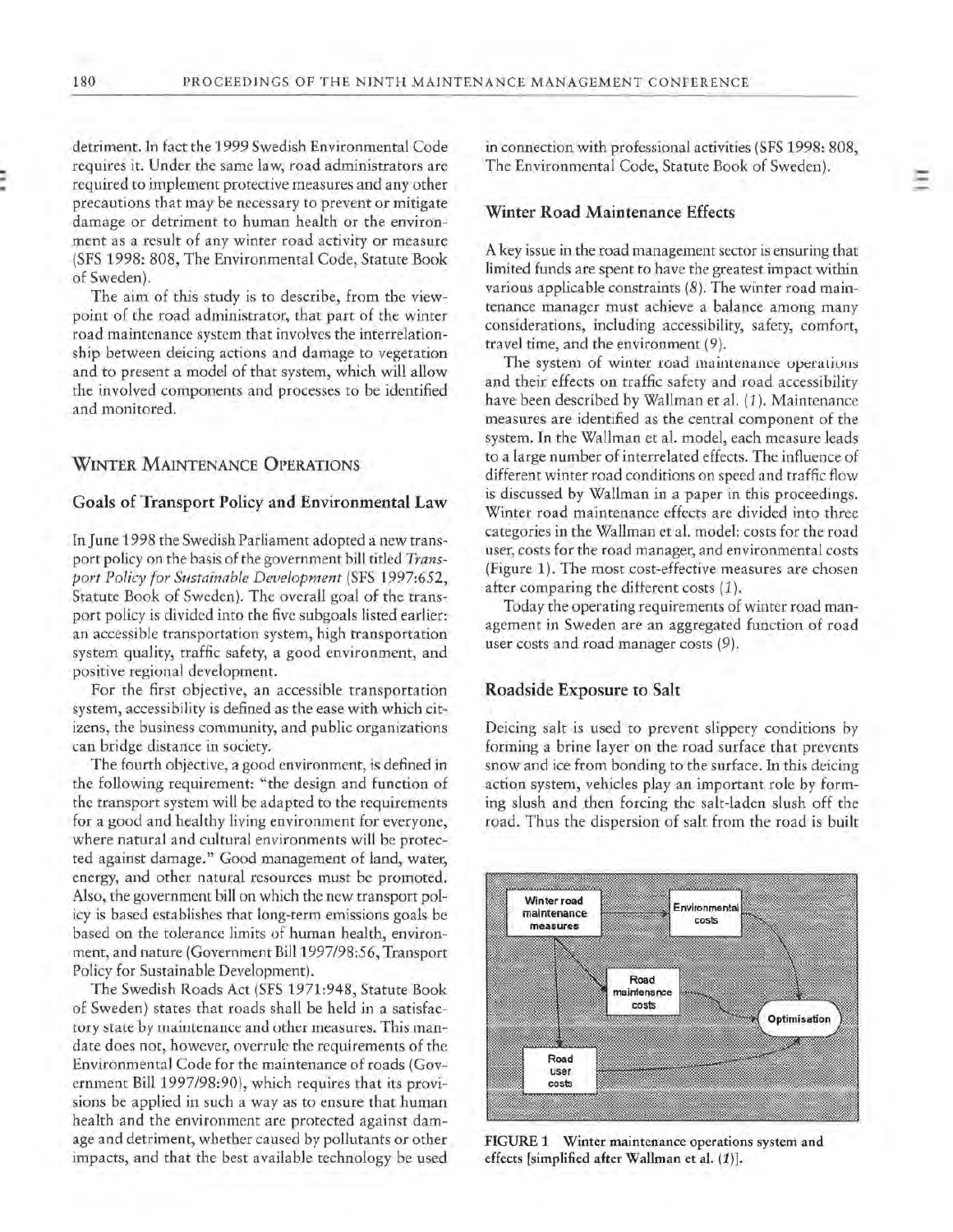detriment. In fact the 1999 Swedish Environmental Code requires it. Under the same law, road administrators are required to implement protective measures and any other precautions that may be necessary to prevent or mitigate damage or detriment to human health or the environment as a result of any winter road activity or measure (SFS 1998: 808, The Environmental Code, Statute Book of Sweden).

The aim of this study is to describe, from the viewpoint of the road administrator, that part of the winter road maintenance system that involves the interrelationship between deicing actions and damage to vegetation and to present a model of that system, which will allow the involved components and processes to be identified and monitored.

## Winter Maintenance Operations

### Goals of Transport Policy and Environmental Law

In June 1998 the Swedish Parliament adopted a new transport policy on the basis of the government bill titled *Transport Policy for Sustainable Development* (SFS 1997:652, Statute Book of Sweden). The overall goal of the transport policy is divided into the five subgoals listed earlier: an accessible transportation system, high transportation system quality, traffic safety, a good environment, and positive regional development.

For the first objective, an accessible transportation system, accessibility is defined as the ease with which citizens, the business community, and public organizations can bridge distance in society.

The fourth objective, a good environment, is defined in the following requirement: "the design and function of the transport system will be adapted to the requirements for a good and healthy living environment for everyone, where natural and cultural environments will be protected against damage." Good management of land, water, energy, and other natural resources must be promoted. Also, the government bill on which the new transport policy is based establishes that long-term emissions goals be based on the tolerance limits of human health, environment, and nature (Government Bill 1997/98:56, Transport Policy for Sustainable Development).

The Swedish Roads Act (SFS 1971:948, Statute Book of Sweden) states that roads shall be held in a satisfactory state by maintenance and other measures. This mandate does not, however, overrule the requirements of the Environmental Code for the maintenance of roads (Government Bill 1997/98:90), which requires that its provisions be applied in such a way as to ensure that human health and the environment are protected against damage and detriment, whether caused by pollutants or other impacts, and that the best available technology be used in connection with professional activities (SFS 1998: 808, The Environmental Code, Statute Book of Sweden).

### Winter Road Maintenance Effects

A key issue in the road management sector is ensuring that limited funds are spent to have the greatest impact within various applicable constraints (8). The winter road maintenance manager must achieve a balance among many considerations, including accessibility, safety, comfort, travel time, and the environment (9).

The system of winter road maintenance operations and their effects on traffic safety and road accessibility have been described by Wallman et al. (1). Maintenance measures are identified as the central component of the system. In the Wallman et al. model, each measure leads to a large number of interrelated effects. The influence of different winter road conditions on speed and traffic flow is discussed by Wallman in a paper in this proceedings. Winter road maintenance effects are divided into three categories in the Wallman et al. model: costs for the road user, costs for the road manager, and environmental costs (Figure 1). The most cost-effective measures are chosen after comparing the different costs (1).

Today the operating requirements of winter road management in Sweden are an aggregated function of road user costs and road manager costs (9).

### Roadside Exposure to Salt

Deicing salt is used to prevent slippery conditions by forming a brine layer on the road surface that prevents snow and ice from bonding to the surface. In this deicing action system, vehicles play an important role by forming slush and then forcing the salt-laden slush off the road. Thus the dispersion of salt from the road is built

**FIGURE 1** Winter maintenance operations system and effects [simplified after Wallman et al. (1)].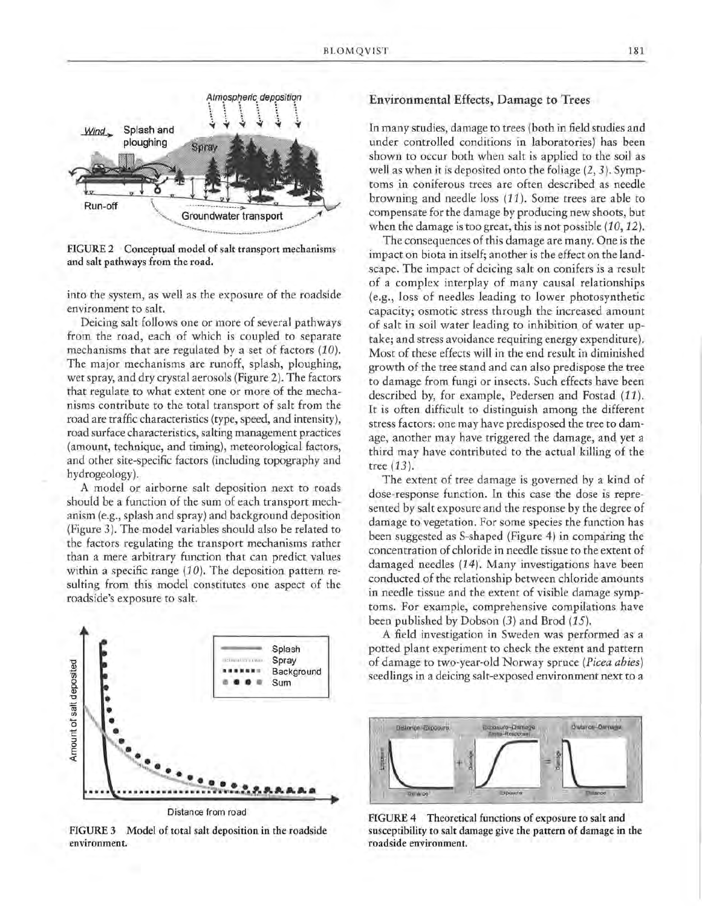FIGURE 2 Conceptual model of salt transport mechanisms and salt pathways from the road.

into the system, as well as the exposure of the roadside environment to salt.

Deicing salt follows one or more of several pathways from the road, each of which is coupled to separate mechanisms that are regulated by a set of factors (10). The major mechanisms are runoff, splash, ploughing, wet spray, and dry crystal aerosols (Figure 2). The factors that regulate to what extent one or more of the mechanisms contribute to the total transport of salt from the road are traffic characteristics (type, speed, and intensity), road surface characteristics, salting management practices (amount, technique, and timing), meteorological factors, and other site-specific factors (including topography and hydrogeology).

A model or airborne salt deposition next to roads should be a function of the sum of each transport mechanism (e.g., splash and spray) and background deposition (Figure 3). The model variables should also be related to the factors regulating the transport mechanisms rather than a mere arbitrary function that can predict values within a specific range (10). The deposition pattern resulting from this model constitutes one aspect of the roadside's exposure to salt.

FIGURE 3 Model of total salt deposition in the roadside environment.

## Environmental Effects, Damage to Trees

In many studies, damage to trees (both in field studies and under controlled conditions in laboratories) has been shown to occur both when salt is applied to the soil as well as when it is deposited onto the foliage (2, 3). Symptoms in coniferous trees are often described as needle browning and needle loss (11). Some trees are able to compensate for the damage by producing new shoots, but when the damage is too great, this is not possible (10, 12).

The consequences of this damage are many. One is the impact on biota in itself; another is the effect on the landscape. The impact of deicing salt on conifers is a result of a complex interplay of many causal relationships (e.g., loss of needles leading to lower photosynthetic capacity; osmotic stress through the increased amount of salt in soil water leading to inhibition of water uptake; and stress avoidance requiring energy expenditure). Most of these effects will in the end result in diminished growth of the tree stand and can also predispose the tree to damage from fungi or insects. Such effects have been described by, for example, Pedersen and Fostad (11). It is often difficult to distinguish among the different stress factors: one may have predisposed the tree to damage, another may have triggered the damage, and yet a third may have contributed to the actual killing of the tree (13).

The extent of tree damage is governed by a kind of dose-response function. In this case the dose is represented by salt exposure and the response by the degree of damage to vegetation. For some species the function has been suggested as S-shaped (Figure 4) in comparing the concentration of chloride in needle tissue to the extent of damaged needles (14). Many investigations have been conducted of the relationship between chloride amounts in needle tissue and the extent of visible damage symptoms. For example, comprehensive compilations have been published by Dobson (3) and Brod (15).

A field investigation in Sweden was performed as a potted plant experiment to check the extent and pattern of damage to two-year-old Norway spruce (*Picea abies*) seedlings in a deicing salt-exposed environment next to a

FIGURE 4 Theoretical functions of exposure to salt and susceptibility to salt damage give the pattern of damage in the roadside environment.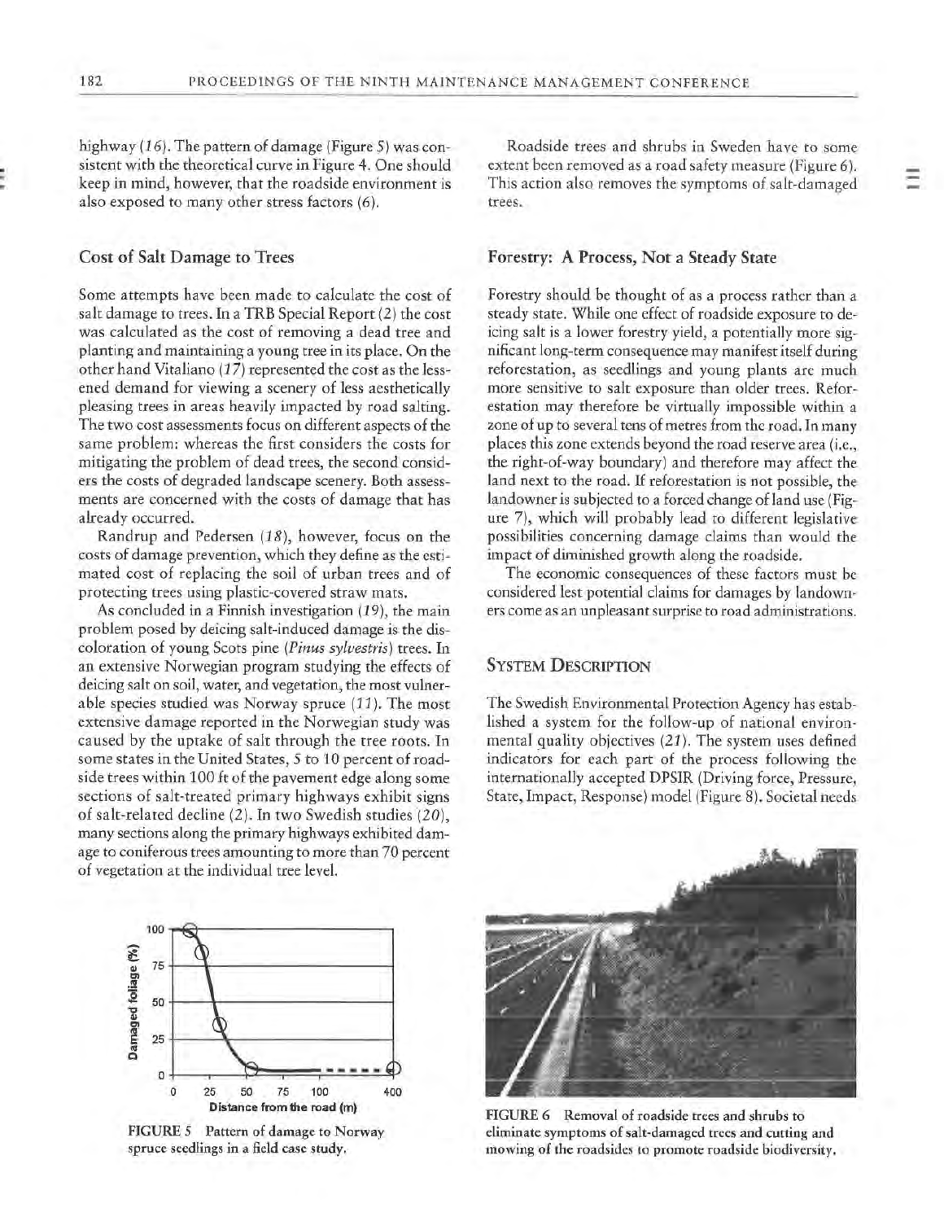highway (*16*). The pattern of damage (Figure 5) was consistent with the theoretical curve in Figure 4. One should keep in mind, however, that the roadside environment is also exposed to many other stress factors (*6*).

## Cost of Salt Damage to Trees

Some attempts have been made to calculate the cost of salt damage to trees. In a TRB Special Report (*2*) the cost was calculated as the cost of removing a dead tree and planting and maintaining a young tree in its place. On the other hand Vitaliano (*17*) represented the cost as the lessened demand for viewing a scenery of less aesthetically pleasing trees in areas heavily impacted by road salting. The two cost assessments focus on different aspects of the same problem: whereas the first considers the costs for mitigating the problem of dead trees, the second considers the costs of degraded landscape scenery. Both assessments are concerned with the costs of damage that has already occurred.

Randrup and Pedersen (*18*), however, focus on the costs of damage prevention, which they define as the estimated cost of replacing the soil of urban trees and of protecting trees using plastic-covered straw mats.

As concluded in a Finnish investigation (*19*), the main problem posed by deicing salt-induced damage is the discoloration of young Scots pine (*Pinus sylvestris*) trees. In an extensive Norwegian program studying the effects of deicing salt on soil, water, and vegetation, the most vulnerable species studied was Norway spruce (*11*). The most extensive damage reported in the Norwegian study was caused by the uptake of salt through the tree roots. In some states in the United States, 5 to 10 percent of roadside trees within 100 ft of the pavement edge along some sections of salt-treated primary highways exhibit signs of salt-related decline (*2*). In two Swedish studies (*20*), many sections along the primary highways exhibited damage to coniferous trees amounting to more than 70 percent of vegetation at the individual tree level.

FIGURE 5 Pattern of damage to Norway spruce seedlings in a field case study.

Roadside trees and shrubs in Sweden have to some extent been removed as a road safety measure (Figure 6). This action also removes the symptoms of salt-damaged trees.

## Forestry: A Process, Not a Steady State

Forestry should be thought of as a process rather than a steady state. While one effect of roadside exposure to deicing salt is a lower forestry yield, a potentially more significant long-term consequence may manifest itself during reforestation, as seedlings and young plants are much more sensitive to salt exposure than older trees. Reforestation may therefore be virtually impossible within a zone of up to several tens of metres from the road. In many places this zone extends beyond the road reserve area (i.e., the right-of-way boundary) and therefore may affect the land next to the road. If reforestation is not possible, the landowner is subjected to a forced change of land use (Figure 7), which will probably lead to different legislative possibilities concerning damage claims than would the impact of diminished growth along the roadside.

The economic consequences of these factors must be considered lest potential claims for damages by landowners come as an unpleasant surprise to road administrations.

## System Description

The Swedish Environmental Protection Agency has established a system for the follow-up of national environmental quality objectives (*21*). The system uses defined indicators for each part of the process following the internationally accepted DPSIR (Driving force, Pressure, State, Impact, Response) model (Figure 8). Societal needs

FIGURE 6 Removal of roadside trees and shrubs to eliminate symptoms of salt-damaged trees and cutting and mowing of the roadsides to promote roadside biodiversity.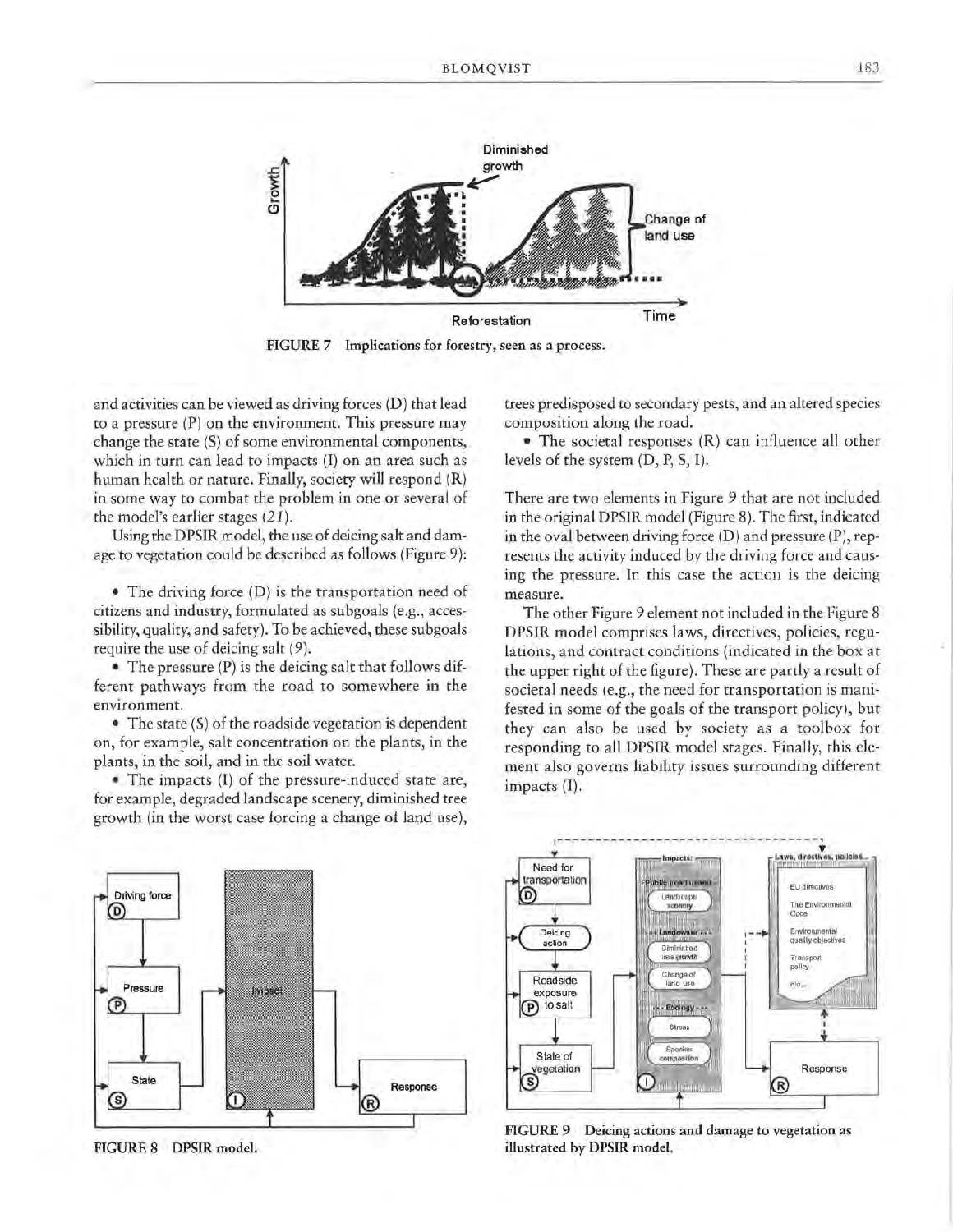FIGURE 7 Implications for forestry, seen as a process.

and activities can be viewed as driving forces (D) that lead to a pressure (P) on the environment. This pressure may change the state (S) of some environmental components, which in turn can lead to impacts (I) on an area such as human health or nature. Finally, society will respond (R) in some way to combat the problem in one or several of the model's earlier stages (*21*).

Using the DPSIR model, the use of deicing salt and damage to vegetation could be described as follows (Figure 9):

- The driving force (D) is the transportation need of citizens and industry, formulated as subgoals (e.g., accessibility, quality, and safety). To be achieved, these subgoals require the use of deicing salt (*9*).
- The pressure (P) is the deicing salt that follows different pathways from the road to somewhere in the environment.
- The state (S) of the roadside vegetation is dependent on, for example, salt concentration on the plants, in the plants, in the soil, and in the soil water.
- The impacts (I) of the pressure-induced state are, for example, degraded landscape scenery, diminished tree growth (in the worst case forcing a change of land use), trees predisposed to secondary pests, and an altered species composition along the road.
- The societal responses (R) can influence all other levels of the system (D, P, S, I).

There are two elements in Figure 9 that are not included in the original DPSIR model (Figure 8). The first, indicated in the oval between driving force (D) and pressure (P), represents the activity induced by the driving force and causing the pressure. In this case the action is the deicing measure.

The other Figure 9 element not included in the Figure 8 DPSIR model comprises laws, directives, policies, regulations, and contract conditions (indicated in the box at the upper right of the figure). These are partly a result of societal needs (e.g., the need for transportation is manifested in some of the goals of the transport policy), but they can also be used by society as a toolbox for responding to all DPSIR model stages. Finally, this element also governs liability issues surrounding different impacts (I).

FIGURE 8 DPSIR model.

FIGURE 9 Deicing actions and damage to vegetation as illustrated by DPSIR model.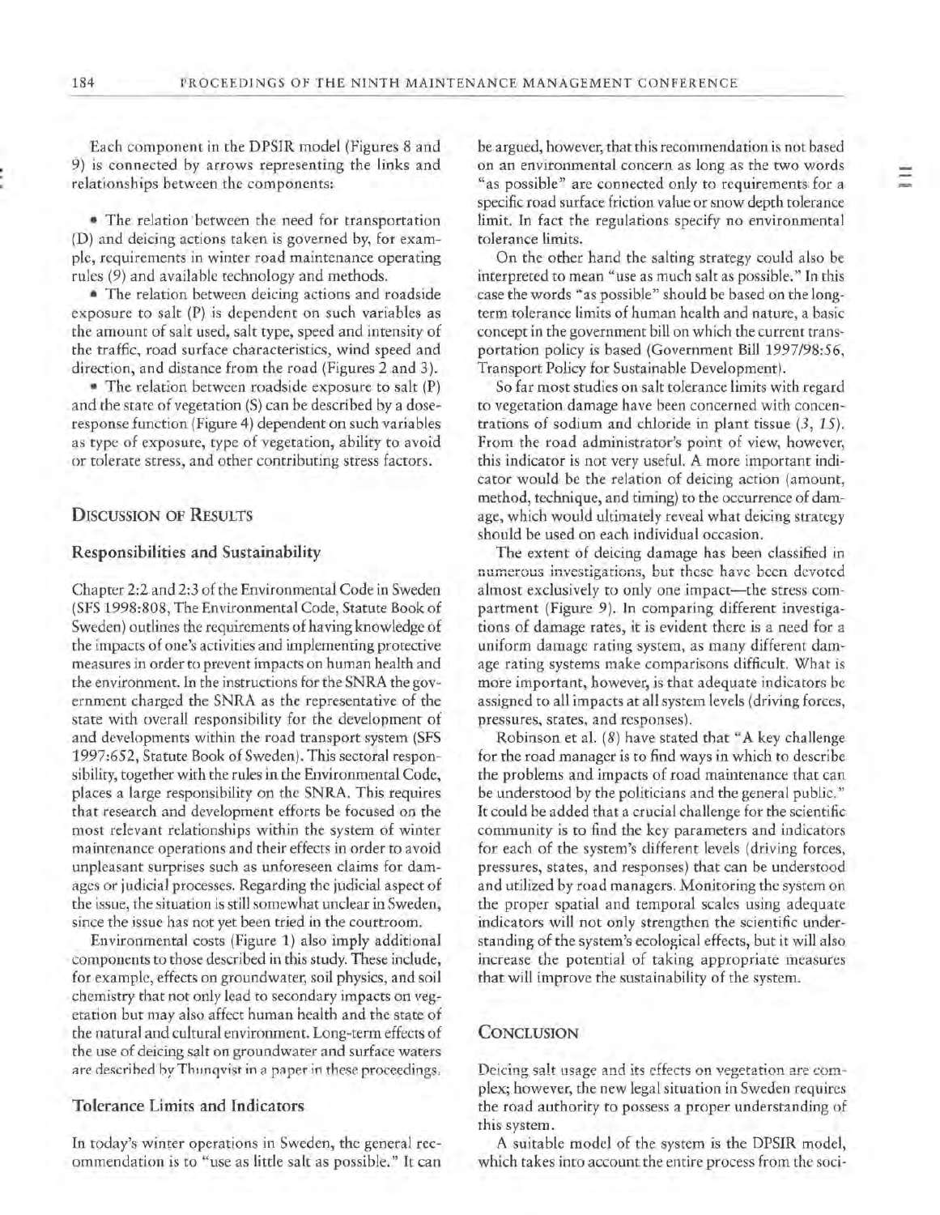Each component in the DPSIR model (Figures 8 and 9) is connected by arrows representing the links and relationships between the components:

- The relation between the need for transportation (D) and deicing actions taken is governed by, for example, requirements in winter road maintenance operating rules (9) and available technology and methods.
- The relation between deicing actions and roadside exposure to salt (P) is dependent on such variables as the amount of salt used, salt type, speed and intensity of the traffic, road surface characteristics, wind speed and direction, and distance from the road (Figures 2 and 3).
- The relation between roadside exposure to salt (P) and the state of vegetation (S) can be described by a dose-response function (Figure 4) dependent on such variables as type of exposure, type of vegetation, ability to avoid or tolerate stress, and other contributing stress factors.

## Discussion of Results

### Responsibilities and Sustainability

Chapter 2:2 and 2:3 of the Environmental Code in Sweden (SFS 1998:808, The Environmental Code, Statute Book of Sweden) outlines the requirements of having knowledge of the impacts of one's activities and implementing protective measures in order to prevent impacts on human health and the environment. In the instructions for the SNRA the government charged the SNRA as the representative of the state with overall responsibility for the development of and developments within the road transport system (SFS 1997:652, Statute Book of Sweden). This sectoral responsibility, together with the rules in the Environmental Code, places a large responsibility on the SNRA. This requires that research and development efforts be focused on the most relevant relationships within the system of winter maintenance operations and their effects in order to avoid unpleasant surprises such as unforeseen claims for damages or judicial processes. Regarding the judicial aspect of the issue, the situation is still somewhat unclear in Sweden, since the issue has not yet been tried in the courtroom.

Environmental costs (Figure 1) also imply additional components to those described in this study. These include, for example, effects on groundwater, soil physics, and soil chemistry that not only lead to secondary impacts on vegetation but may also affect human health and the state of the natural and cultural environment. Long-term effects of the use of deicing salt on groundwater and surface waters are described by Thunqvist in a paper in these proceedings.

### Tolerance Limits and Indicators

In today's winter operations in Sweden, the general recommendation is to "use as little salt as possible." It can be argued, however, that this recommendation is not based on an environmental concern as long as the two words "as possible" are connected only to requirements for a specific road surface friction value or snow depth tolerance limit. In fact the regulations specify no environmental tolerance limits.

On the other hand the salting strategy could also be interpreted to mean "use as much salt as possible." In this case the words "as possible" should be based on the long-term tolerance limits of human health and nature, a basic concept in the government bill on which the current transportation policy is based (Government Bill 1997/98:56, Transport Policy for Sustainable Development).

So far most studies on salt tolerance limits with regard to vegetation damage have been concerned with concentrations of sodium and chloride in plant tissue (3, 15). From the road administrator's point of view, however, this indicator is not very useful. A more important indicator would be the relation of deicing action (amount, method, technique, and timing) to the occurrence of damage, which would ultimately reveal what deicing strategy should be used on each individual occasion.

The extent of deicing damage has been classified in numerous investigations, but these have been devoted almost exclusively to only one impact—the stress compartment (Figure 9). In comparing different investigations of damage rates, it is evident there is a need for a uniform damage rating system, as many different damage rating systems make comparisons difficult. What is more important, however, is that adequate indicators be assigned to all impacts at all system levels (driving forces, pressures, states, and responses).

Robinson et al. (8) have stated that "A key challenge for the road manager is to find ways in which to describe the problems and impacts of road maintenance that can be understood by the politicians and the general public." It could be added that a crucial challenge for the scientific community is to find the key parameters and indicators for each of the system's different levels (driving forces, pressures, states, and responses) that can be understood and utilized by road managers. Monitoring the system on the proper spatial and temporal scales using adequate indicators will not only strengthen the scientific understanding of the system's ecological effects, but it will also increase the potential of taking appropriate measures that will improve the sustainability of the system.

## Conclusion

Deicing salt usage and its effects on vegetation are complex; however, the new legal situation in Sweden requires the road authority to possess a proper understanding of this system.

A suitable model of the system is the DPSIR model, which takes into account the entire process from the soci-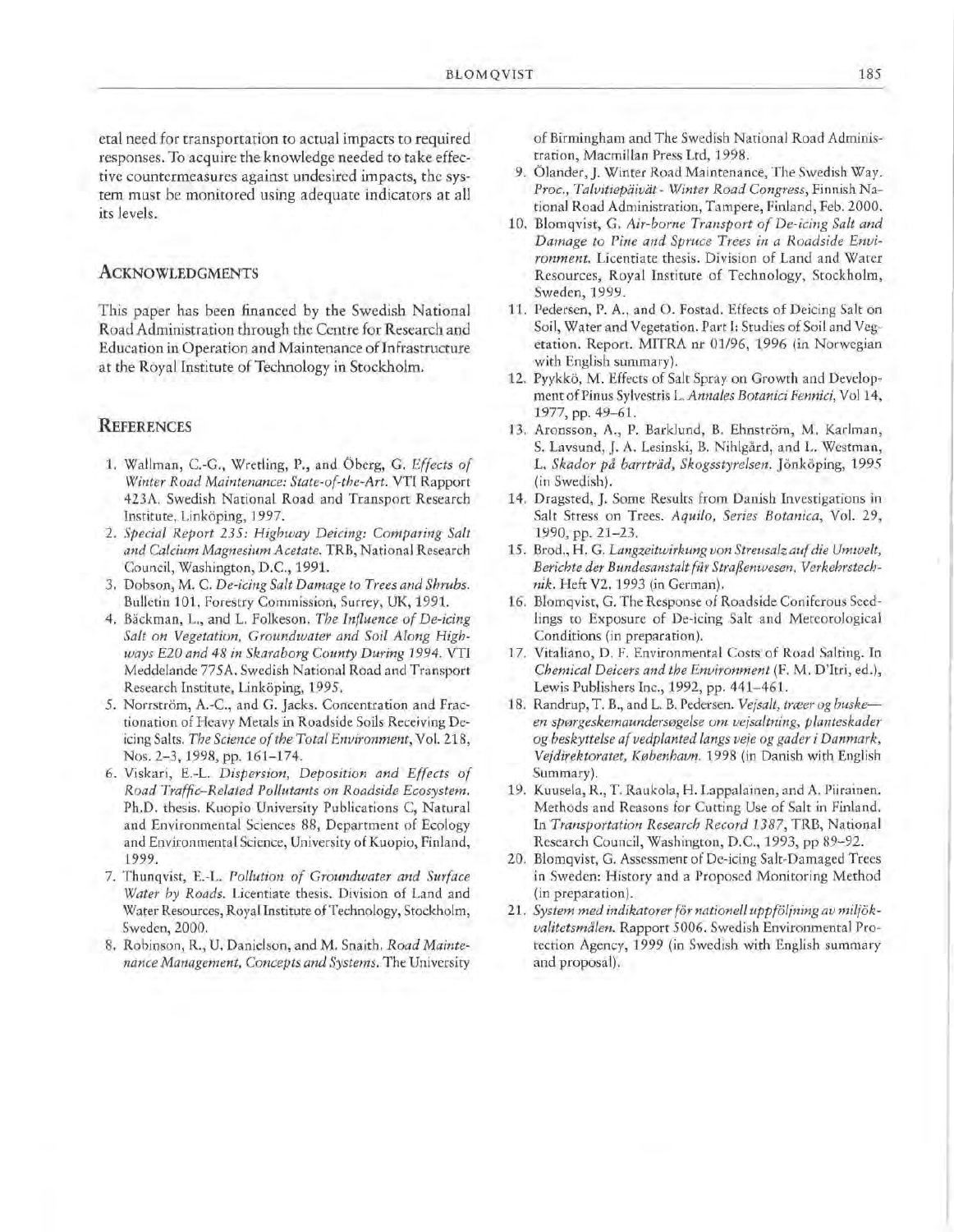etal need for transportation to actual impacts to required responses. To acquire the knowledge needed to take effective countermeasures against undesired impacts, the system must be monitored using adequate indicators at all its levels.

## Acknowledgments

This paper has been financed by the Swedish National Road Administration through the Centre for Research and Education in Operation and Maintenance of Infrastructure at the Royal Institute of Technology in Stockholm.

## References

1. Wallman, C.-G., Wretling, P., and Öberg, G. *Effects of Winter Road Maintenance: State-of-the-Art*. VTI Rapport 423A. Swedish National Road and Transport Research Institute, Linköping, 1997.
2. *Special Report 235: Highway Deicing: Comparing Salt and Calcium Magnesium Acetate*. TRB, National Research Council, Washington, D.C., 1991.
3. Dobson, M. C. *De-icing Salt Damage to Trees and Shrubs*. Bulletin 101, Forestry Commission, Surrey, UK, 1991.
4. Bäckman, L., and L. Folkeson. *The Influence of De-icing Salt on Vegetation, Groundwater and Soil Along Highways E20 and 48 in Skaraborg County During 1994*. VTI Meddelande 775A. Swedish National Road and Transport Research Institute, Linköping, 1995.
5. Norrström, A.-C., and G. Jacks. Concentration and Fractionation of Heavy Metals in Roadside Soils Receiving De-icing Salts. *The Science of the Total Environment*, Vol. 218, Nos. 2–3, 1998, pp. 161–174.
6. Viskari, E.-L. *Dispersion, Deposition and Effects of Road Traffic-Related Pollutants on Roadside Ecosystem*. Ph.D. thesis. Kuopio University Publications C, Natural and Environmental Sciences 88, Department of Ecology and Environmental Science, University of Kuopio, Finland, 1999.
7. Thunqvist, E.-L. *Pollution of Groundwater and Surface Water by Roads*. Licentiate thesis. Division of Land and Water Resources, Royal Institute of Technology, Stockholm, Sweden, 2000.
8. Robinson, R., U. Danielson, and M. Snaith. *Road Maintenance Management, Concepts and Systems*. The University of Birmingham and The Swedish National Road Administration, Macmillan Press Ltd, 1998.
9. Ölander, J. Winter Road Maintenance, The Swedish Way. *Proc., Talvitiepäivät - Winter Road Congress*, Finnish National Road Administration, Tampere, Finland, Feb. 2000.
10. Blomqvist, G. *Air-borne Transport of De-icing Salt and Damage to Pine and Spruce Trees in a Roadside Environment*. Licentiate thesis. Division of Land and Water Resources, Royal Institute of Technology, Stockholm, Sweden, 1999.
11. Pedersen, P. A., and O. Fostad. Effects of Deicing Salt on Soil, Water and Vegetation. Part I: Studies of Soil and Vegetation. Report. MITRA nr 01/96, 1996 (in Norwegian with English summary).
12. Pyykkö, M. Effects of Salt Spray on Growth and Development of Pinus Sylvestris L. *Annales Botanici Fennici*, Vol 14, 1977, pp. 49–61.
13. Aronsson, A., P. Barklund, B. Ehnström, M. Karlman, S. Lavsund, J. A. Lesinski, B. Nihlgård, and L. Westman, L. *Skador på barrträd, Skogsstyrelsen*. Jönköping, 1995 (in Swedish).
14. Dragsted, J. Some Results from Danish Investigations in Salt Stress on Trees. *Aquilo, Series Botanica*, Vol. 29, 1990, pp. 21–23.
15. Brod., H. G. *Langzeitwirkung von Streusalz auf die Umwelt, Berichte der Bundesanstalt für Straßenwesen, Verkehrstechnik*. Heft V2, 1993 (in German).
16. Blomqvist, G. The Response of Roadside Coniferous Seedlings to Exposure of De-icing Salt and Meteorological Conditions (in preparation).
17. Vitaliano, D. F. Environmental Costs of Road Salting. In *Chemical Deicers and the Environment* (F. M. D'Itri, ed.), Lewis Publishers Inc., 1992, pp. 441–461.
18. Randrup, T. B., and L. B. Pedersen. *Vejsalt, træer og buske—en spørgeskemaundersøgelse om vejsaltning, planteskader og beskyttelse af vedplanted langs veje og gader i Danmark, Vejdirektoratet, København*. 1998 (in Danish with English Summary).
19. Kuusela, R., T. Raukola, H. Lappalainen, and A. Piirainen. Methods and Reasons for Cutting Use of Salt in Finland. In *Transportation Research Record 1387*, TRB, National Research Council, Washington, D.C., 1993, pp 89–92.
20. Blomqvist, G. Assessment of De-icing Salt-Damaged Trees in Sweden: History and a Proposed Monitoring Method (in preparation).
21. *System med indikatorer för nationell uppföljning av miljökvalitetsmålen*. Rapport 5006. Swedish Environmental Protection Agency, 1999 (in Swedish with English summary and proposal).